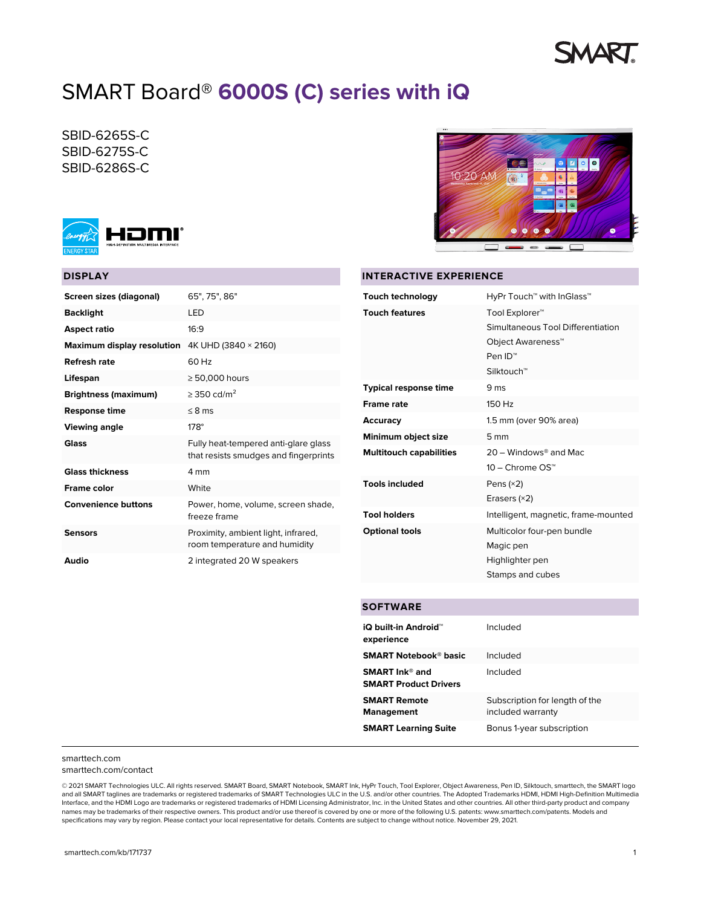# SMART Board® 6000S (C) series with iQ

SBID-6265S-C
SBID-6275S-C
SBID-6286S-C

## DISPLAY

| | |
|---|---|
| **Screen sizes (diagonal)** | 65", 75", 86" |
| **Backlight** | LED |
| **Aspect ratio** | 16:9 |
| **Maximum display resolution** | 4K UHD (3840 × 2160) |
| **Refresh rate** | 60 Hz |
| **Lifespan** | ≥ 50,000 hours |
| **Brightness (maximum)** | ≥ 350 cd/m$^2$ |
| **Response time** | ≤ 8 ms |
| **Viewing angle** | 178° |
| **Glass** | Fully heat-tempered anti-glare glass that resists smudges and fingerprints |
| **Glass thickness** | 4 mm |
| **Frame color** | White |
| **Convenience buttons** | Power, home, volume, screen shade, freeze frame |
| **Sensors** | Proximity, ambient light, infrared, room temperature and humidity |
| **Audio** | 2 integrated 20 W speakers |

## INTERACTIVE EXPERIENCE

| | |
|---|---|
| **Touch technology** | HyPr Touch™ with InGlass™ |
| **Touch features** | Tool Explorer™<br>Simultaneous Tool Differentiation<br>Object Awareness™<br>Pen ID™<br>Silktouch™ |
| **Typical response time** | 9 ms |
| **Frame rate** | 150 Hz |
| **Accuracy** | 1.5 mm (over 90% area) |
| **Minimum object size** | 5 mm |
| **Multitouch capabilities** | 20 – Windows® and Mac<br>10 – Chrome OS™ |
| **Tools included** | Pens (×2)<br>Erasers (×2) |
| **Tool holders** | Intelligent, magnetic, frame-mounted |
| **Optional tools** | Multicolor four-pen bundle<br>Magic pen<br>Highlighter pen<br>Stamps and cubes |

## SOFTWARE

| | |
|---|---|
| **iQ built-in Android™ experience** | Included |
| **SMART Notebook® basic** | Included |
| **SMART Ink® and SMART Product Drivers** | Included |
| **SMART Remote Management** | Subscription for length of the included warranty |
| **SMART Learning Suite** | Bonus 1-year subscription |

smarttech.com
smarttech.com/contact

© 2021 SMART Technologies ULC. All rights reserved. SMART Board, SMART Notebook, SMART Ink, HyPr Touch, Tool Explorer, Object Awareness, Pen ID, Silktouch, smarttech, the SMART logo and all SMART taglines are trademarks or registered trademarks of SMART Technologies ULC in the U.S. and/or other countries. The Adopted Trademarks HDMI, HDMI High-Definition Multimedia Interface, and the HDMI Logo are trademarks or registered trademarks of HDMI Licensing Administrator, Inc. in the United States and other countries. All other third-party product and company names may be trademarks of their respective owners. This product and/or use thereof is covered by one or more of the following U.S. patents: www.smarttech.com/patents. Models and specifications may vary by region. Please contact your local representative for details. Contents are subject to change without notice. November 29, 2021.

smarttech.com/kb/171737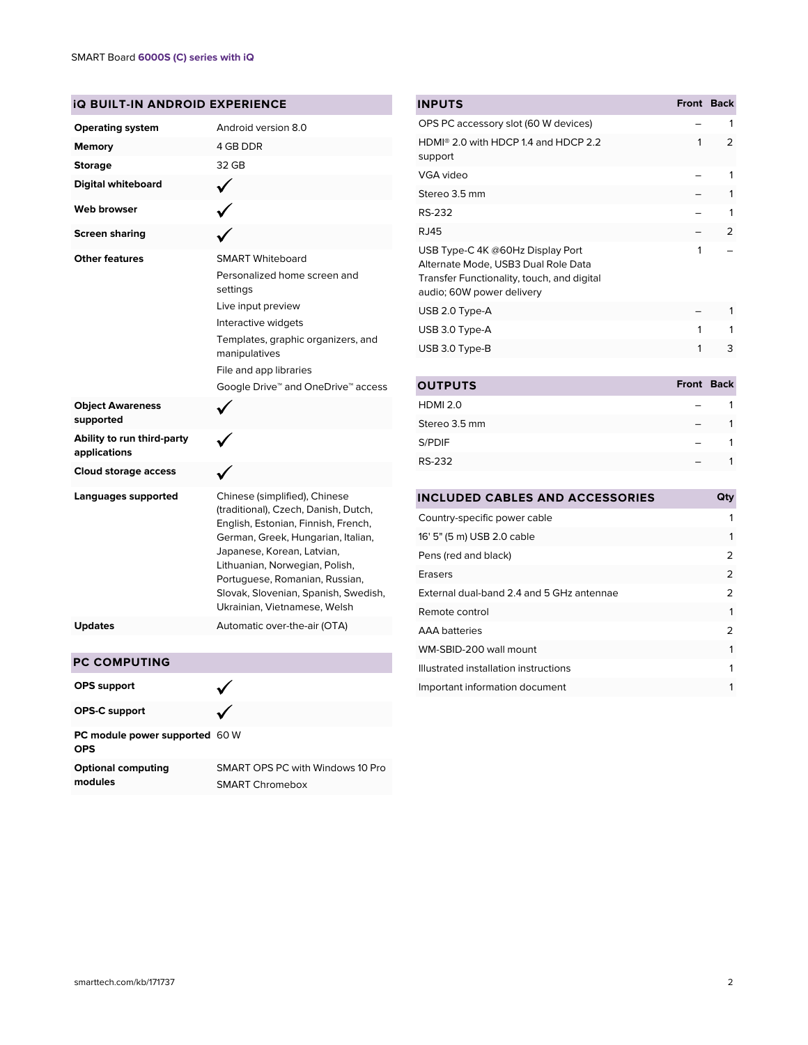## iQ BUILT-IN ANDROID EXPERIENCE

| | |
|---|---|
| **Operating system** | Android version 8.0 |
| **Memory** | 4 GB DDR |
| **Storage** | 32 GB |
| **Digital whiteboard** | ✓ |
| **Web browser** | ✓ |
| **Screen sharing** | ✓ |
| **Other features** | SMART Whiteboard<br>Personalized home screen and settings<br>Live input preview<br>Interactive widgets<br>Templates, graphic organizers, and manipulatives<br>File and app libraries<br>Google Drive™ and OneDrive™ access |
| **Object Awareness supported** | ✓ |
| **Ability to run third-party applications** | ✓ |
| **Cloud storage access** | ✓ |
| **Languages supported** | Chinese (simplified), Chinese (traditional), Czech, Danish, Dutch, English, Estonian, Finnish, French, German, Greek, Hungarian, Italian, Japanese, Korean, Latvian, Lithuanian, Norwegian, Polish, Portuguese, Romanian, Russian, Slovak, Slovenian, Spanish, Swedish, Ukrainian, Vietnamese, Welsh |
| **Updates** | Automatic over-the-air (OTA) |

## PC COMPUTING

| | |
|---|---|
| **OPS support** | ✓ |
| **OPS-C support** | ✓ |
| **PC module power supported OPS** | 60 W |
| **Optional computing modules** | SMART OPS PC with Windows 10 Pro<br>SMART Chromebox |

## INPUTS

| INPUTS | Front | Back |
|---|---|---|
| OPS PC accessory slot (60 W devices) | – | 1 |
| HDMI® 2.0 with HDCP 1.4 and HDCP 2.2 support | 1 | 2 |
| VGA video | – | 1 |
| Stereo 3.5 mm | – | 1 |
| RS-232 | – | 1 |
| RJ45 | – | 2 |
| USB Type-C 4K @60Hz Display Port Alternate Mode, USB3 Dual Role Data Transfer Functionality, touch, and digital audio; 60W power delivery | 1 | – |
| USB 2.0 Type-A | – | 1 |
| USB 3.0 Type-A | 1 | 1 |
| USB 3.0 Type-B | 1 | 3 |

## OUTPUTS

| OUTPUTS | Front | Back |
|---|---|---|
| HDMI 2.0 | – | 1 |
| Stereo 3.5 mm | – | 1 |
| S/PDIF | – | 1 |
| RS-232 | – | 1 |

## INCLUDED CABLES AND ACCESSORIES

| INCLUDED CABLES AND ACCESSORIES | Qty |
|---|---|
| Country-specific power cable | 1 |
| 16' 5" (5 m) USB 2.0 cable | 1 |
| Pens (red and black) | 2 |
| Erasers | 2 |
| External dual-band 2.4 and 5 GHz antennae | 2 |
| Remote control | 1 |
| AAA batteries | 2 |
| WM-SBID-200 wall mount | 1 |
| Illustrated installation instructions | 1 |
| Important information document | 1 |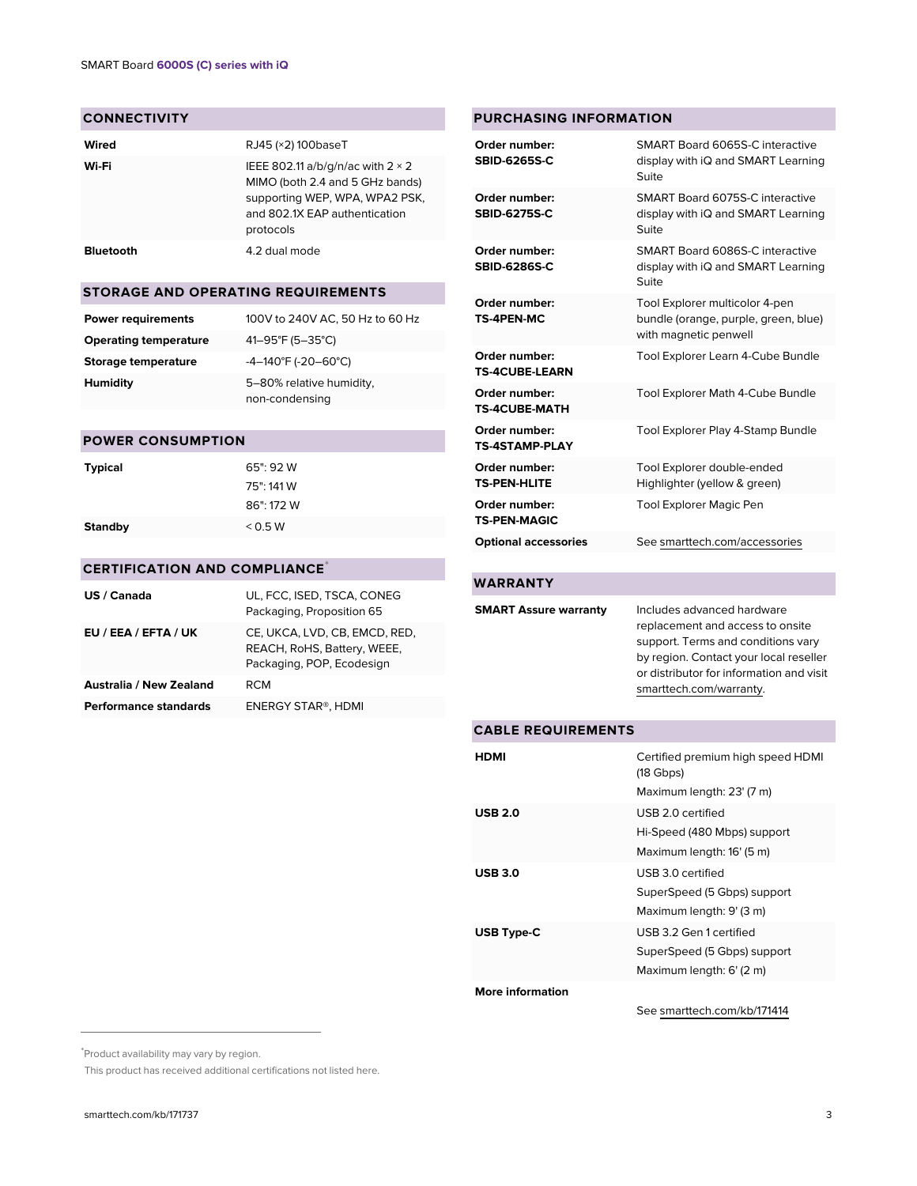## CONNECTIVITY

| | |
|---|---|
| **Wired** | RJ45 (×2) 100baseT |
| **Wi-Fi** | IEEE 802.11 a/b/g/n/ac with 2 × 2 MIMO (both 2.4 and 5 GHz bands) supporting WEP, WPA, WPA2 PSK, and 802.1X EAP authentication protocols |
| **Bluetooth** | 4.2 dual mode |

## STORAGE AND OPERATING REQUIREMENTS

| | |
|---|---|
| **Power requirements** | 100V to 240V AC, 50 Hz to 60 Hz |
| **Operating temperature** | 41–95°F (5–35°C) |
| **Storage temperature** | -4–140°F (-20–60°C) |
| **Humidity** | 5–80% relative humidity, non-condensing |

## POWER CONSUMPTION

| | |
|---|---|
| **Typical** | 65": 92 W<br>75": 141 W<br>86": 172 W |
| **Standby** | < 0.5 W |

## CERTIFICATION AND COMPLIANCE*

| | |
|---|---|
| **US / Canada** | UL, FCC, ISED, TSCA, CONEG Packaging, Proposition 65 |
| **EU / EEA / EFTA / UK** | CE, UKCA, LVD, CB, EMCD, RED, REACH, RoHS, Battery, WEEE, Packaging, POP, Ecodesign |
| **Australia / New Zealand** | RCM |
| **Performance standards** | ENERGY STAR®, HDMI |

## PURCHASING INFORMATION

| | |
|---|---|
| **Order number: SBID-6265S-C** | SMART Board 6065S-C interactive display with iQ and SMART Learning Suite |
| **Order number: SBID-6275S-C** | SMART Board 6075S-C interactive display with iQ and SMART Learning Suite |
| **Order number: SBID-6286S-C** | SMART Board 6086S-C interactive display with iQ and SMART Learning Suite |
| **Order number: TS-4PEN-MC** | Tool Explorer multicolor 4-pen bundle (orange, purple, green, blue) with magnetic penwell |
| **Order number: TS-4CUBE-LEARN** | Tool Explorer Learn 4-Cube Bundle |
| **Order number: TS-4CUBE-MATH** | Tool Explorer Math 4-Cube Bundle |
| **Order number: TS-4STAMP-PLAY** | Tool Explorer Play 4-Stamp Bundle |
| **Order number: TS-PEN-HLITE** | Tool Explorer double-ended Highlighter (yellow & green) |
| **Order number: TS-PEN-MAGIC** | Tool Explorer Magic Pen |
| **Optional accessories** | See smarttech.com/accessories |

## WARRANTY

| | |
|---|---|
| **SMART Assure warranty** | Includes advanced hardware replacement and access to onsite support. Terms and conditions vary by region. Contact your local reseller or distributor for information and visit smarttech.com/warranty. |

## CABLE REQUIREMENTS

| | |
|---|---|
| **HDMI** | Certified premium high speed HDMI (18 Gbps)<br>Maximum length: 23' (7 m) |
| **USB 2.0** | USB 2.0 certified<br>Hi-Speed (480 Mbps) support<br>Maximum length: 16' (5 m) |
| **USB 3.0** | USB 3.0 certified<br>SuperSpeed (5 Gbps) support<br>Maximum length: 9' (3 m) |
| **USB Type-C** | USB 3.2 Gen 1 certified<br>SuperSpeed (5 Gbps) support<br>Maximum length: 6' (2 m) |
| **More information** | See smarttech.com/kb/171414 |

---

*Product availability may vary by region.
This product has received additional certifications not listed here.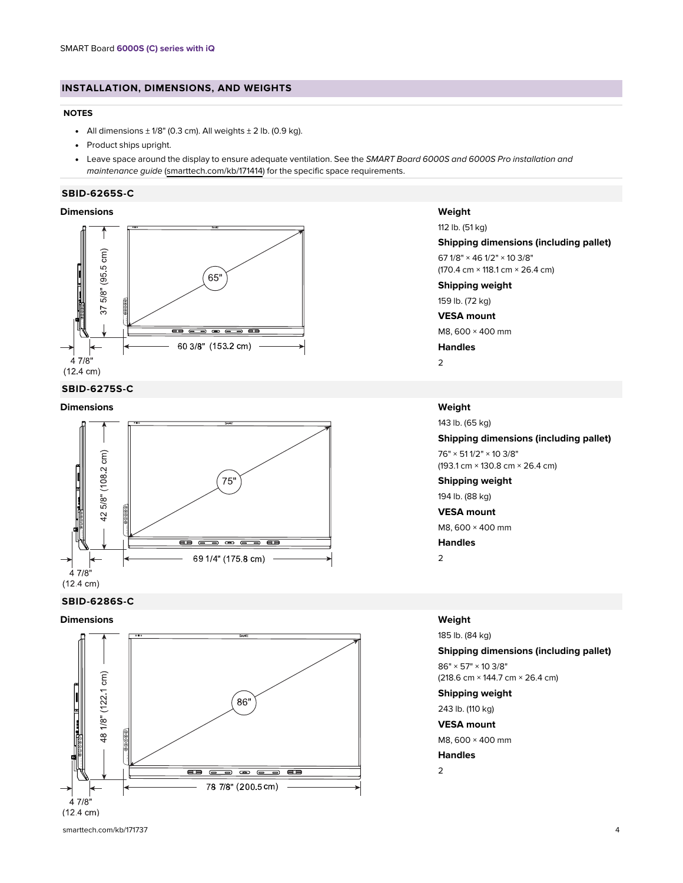## INSTALLATION, DIMENSIONS, AND WEIGHTS

**NOTES**

- All dimensions ± 1/8" (0.3 cm). All weights ± 2 lb. (0.9 kg).
- Product ships upright.
- Leave space around the display to ensure adequate ventilation. See the *SMART Board 6000S and 6000S Pro installation and maintenance guide* (smarttech.com/kb/171414) for the specific space requirements.

### SBID-6265S-C

**Dimensions**

37 5/8" (95.5 cm)
65"
60 3/8" (153.2 cm)
4 7/8"
(12.4 cm)

**Weight**

112 lb. (51 kg)

**Shipping dimensions (including pallet)**

67 1/8" × 46 1/2" × 10 3/8"
(170.4 cm × 118.1 cm × 26.4 cm)

**Shipping weight**

159 lb. (72 kg)

**VESA mount**

M8, 600 × 400 mm

**Handles**

2

### SBID-6275S-C

**Dimensions**

42 5/8" (108.2 cm)
75"
69 1/4" (175.8 cm)
4 7/8"
(12.4 cm)

**Weight**

143 lb. (65 kg)

**Shipping dimensions (including pallet)**

76" × 51 1/2" × 10 3/8"
(193.1 cm × 130.8 cm × 26.4 cm)

**Shipping weight**

194 lb. (88 kg)

**VESA mount**

M8, 600 × 400 mm

**Handles**

2

### SBID-6286S-C

**Dimensions**

48 1/8" (122.1 cm)
86"
78 7/8" (200.5 cm)
4 7/8"
(12.4 cm)

**Weight**

185 lb. (84 kg)

**Shipping dimensions (including pallet)**

86" × 57" × 10 3/8"
(218.6 cm × 144.7 cm × 26.4 cm)

**Shipping weight**

243 lb. (110 kg)

**VESA mount**

M8, 600 × 400 mm

**Handles**

2